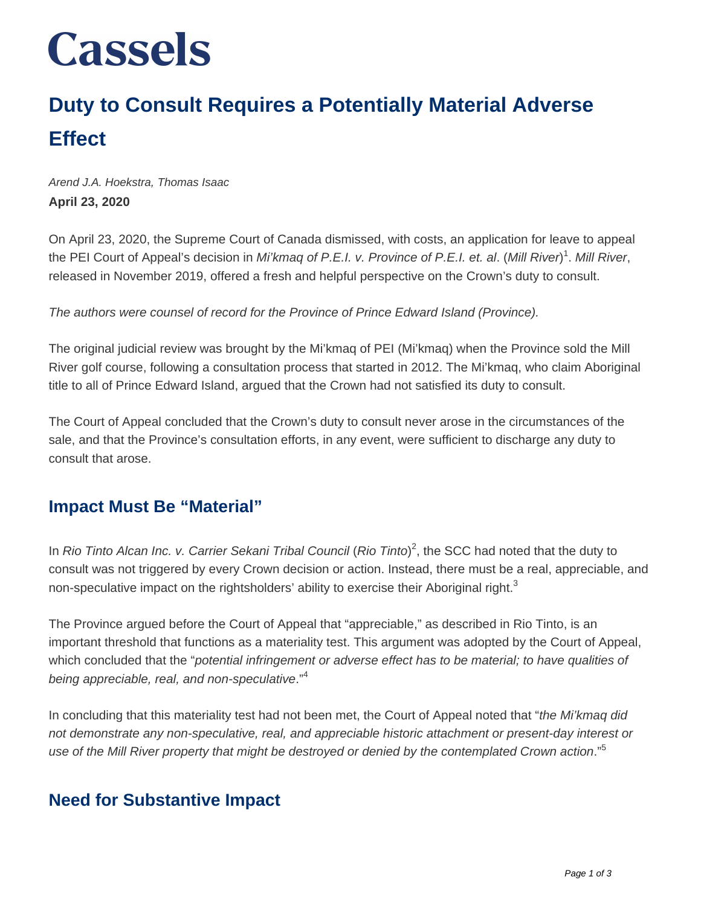# Cassels

## Duty to Consult Requires a Potentially Material Adverse Effect

*Arend J.A. Hoekstra, Thomas Isaac*

**April 23, 2020**

On April 23, 2020, the Supreme Court of Canada dismissed, with costs, an application for leave to appeal the PEI Court of Appeal's decision in *Mi'kmaq of P.E.I. v. Province of P.E.I. et. al*. (*Mill River*)[1]. *Mill River*, released in November 2019, offered a fresh and helpful perspective on the Crown's duty to consult.

*The authors were counsel of record for the Province of Prince Edward Island (Province).*

The original judicial review was brought by the Mi'kmaq of PEI (Mi'kmaq) when the Province sold the Mill River golf course, following a consultation process that started in 2012. The Mi'kmaq, who claim Aboriginal title to all of Prince Edward Island, argued that the Crown had not satisfied its duty to consult.

The Court of Appeal concluded that the Crown's duty to consult never arose in the circumstances of the sale, and that the Province's consultation efforts, in any event, were sufficient to discharge any duty to consult that arose.

### Impact Must Be "Material"

In *Rio Tinto Alcan Inc. v. Carrier Sekani Tribal Council* (*Rio Tinto*)[2], the SCC had noted that the duty to consult was not triggered by every Crown decision or action. Instead, there must be a real, appreciable, and non-speculative impact on the rightsholders' ability to exercise their Aboriginal right.[3]

The Province argued before the Court of Appeal that "appreciable," as described in Rio Tinto, is an important threshold that functions as a materiality test. This argument was adopted by the Court of Appeal, which concluded that the "*potential infringement or adverse effect has to be material; to have qualities of being appreciable, real, and non-speculative*."[4]

In concluding that this materiality test had not been met, the Court of Appeal noted that "*the Mi'kmaq did not demonstrate any non-speculative, real, and appreciable historic attachment or present-day interest or use of the Mill River property that might be destroyed or denied by the contemplated Crown action*."[5]

### Need for Substantive Impact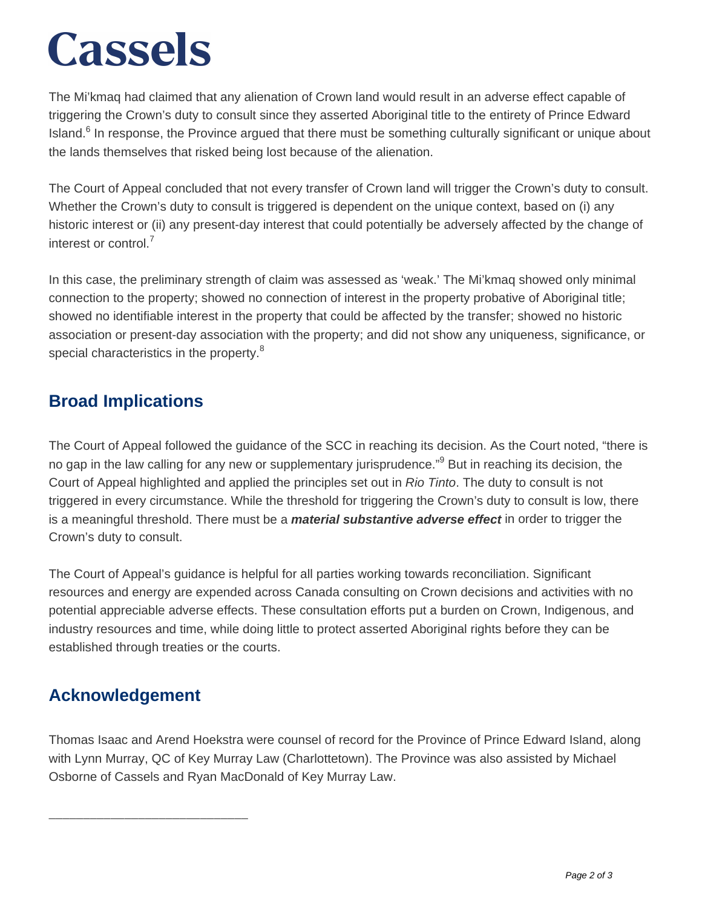The Mi'kmaq had claimed that any alienation of Crown land would result in an adverse effect capable of triggering the Crown's duty to consult since they asserted Aboriginal title to the entirety of Prince Edward Island.[6] In response, the Province argued that there must be something culturally significant or unique about the lands themselves that risked being lost because of the alienation.

The Court of Appeal concluded that not every transfer of Crown land will trigger the Crown's duty to consult. Whether the Crown's duty to consult is triggered is dependent on the unique context, based on (i) any historic interest or (ii) any present-day interest that could potentially be adversely affected by the change of interest or control.[7]

In this case, the preliminary strength of claim was assessed as 'weak.' The Mi'kmaq showed only minimal connection to the property; showed no connection of interest in the property probative of Aboriginal title; showed no identifiable interest in the property that could be affected by the transfer; showed no historic association or present-day association with the property; and did not show any uniqueness, significance, or special characteristics in the property.[8]

## Broad Implications

The Court of Appeal followed the guidance of the SCC in reaching its decision. As the Court noted, "there is no gap in the law calling for any new or supplementary jurisprudence."[9] But in reaching its decision, the Court of Appeal highlighted and applied the principles set out in *Rio Tinto*. The duty to consult is not triggered in every circumstance. While the threshold for triggering the Crown's duty to consult is low, there is a meaningful threshold. There must be a ***material substantive adverse effect*** in order to trigger the Crown's duty to consult.

The Court of Appeal's guidance is helpful for all parties working towards reconciliation. Significant resources and energy are expended across Canada consulting on Crown decisions and activities with no potential appreciable adverse effects. These consultation efforts put a burden on Crown, Indigenous, and industry resources and time, while doing little to protect asserted Aboriginal rights before they can be established through treaties or the courts.

## Acknowledgement

Thomas Isaac and Arend Hoekstra were counsel of record for the Province of Prince Edward Island, along with Lynn Murray, QC of Key Murray Law (Charlottetown). The Province was also assisted by Michael Osborne of Cassels and Ryan MacDonald of Key Murray Law.

______________________________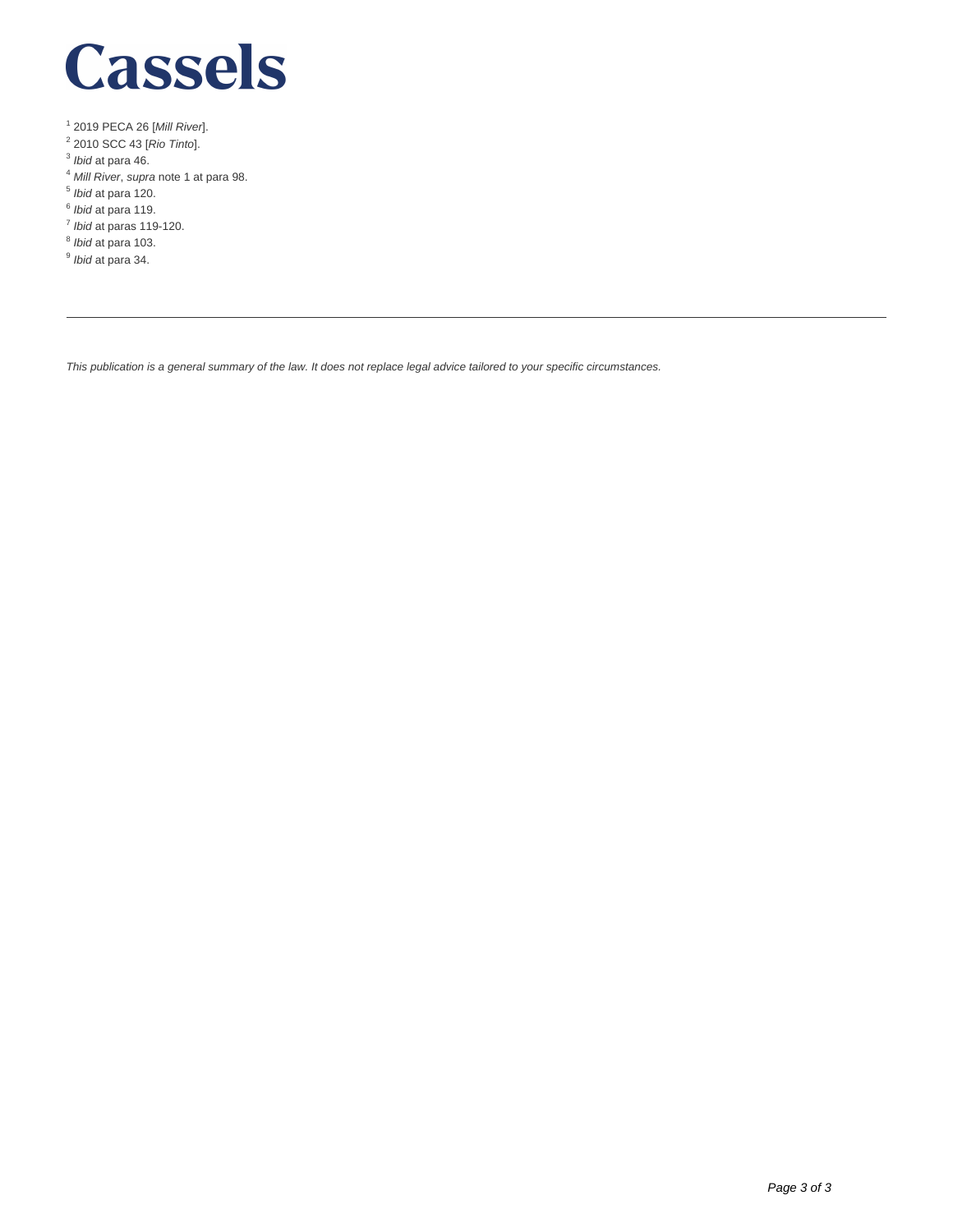[1] 2019 PECA 26 [*Mill River*].
[2] 2010 SCC 43 [*Rio Tinto*].
[3] *Ibid* at para 46.
[4] *Mill River*, *supra* note 1 at para 98.
[5] *Ibid* at para 120.
[6] *Ibid* at para 119.
[7] *Ibid* at paras 119-120.
[8] *Ibid* at para 103.
[9] *Ibid* at para 34.

---

*This publication is a general summary of the law. It does not replace legal advice tailored to your specific circumstances.*